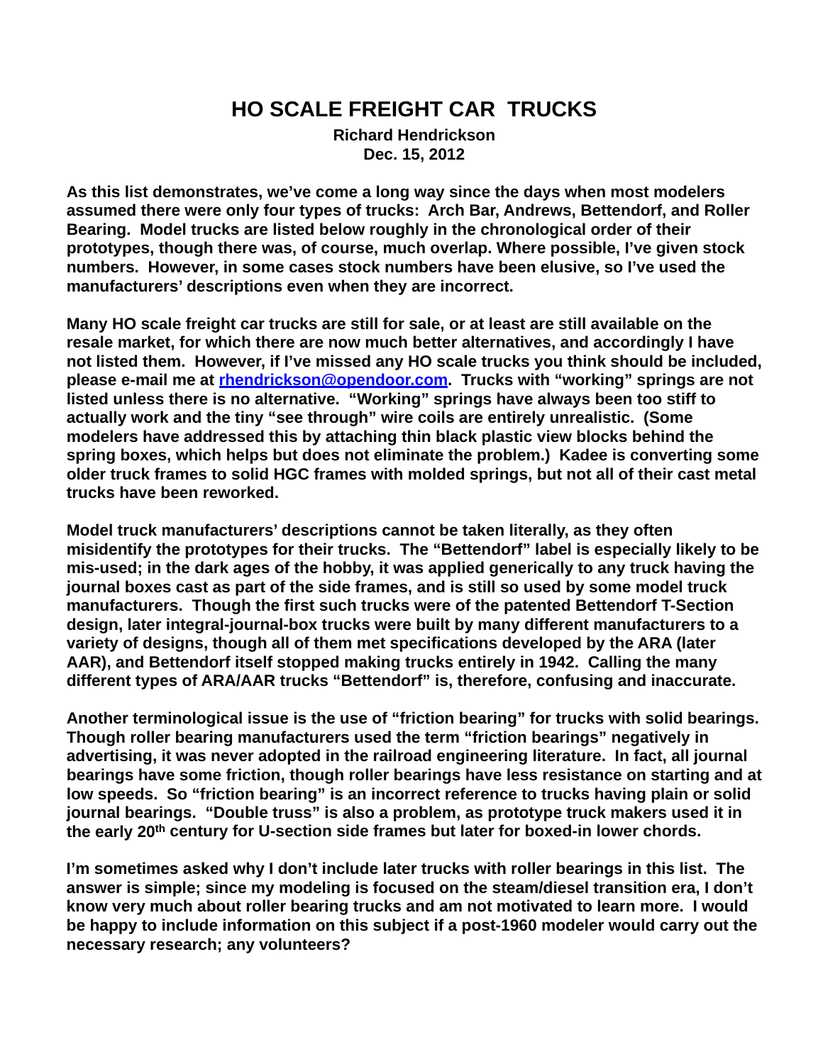# HO SCALE FREIGHT CAR TRUCKS

**Richard Hendrickson**
**Dec. 15, 2012**

**As this list demonstrates, we've come a long way since the days when most modelers assumed there were only four types of trucks: Arch Bar, Andrews, Bettendorf, and Roller Bearing. Model trucks are listed below roughly in the chronological order of their prototypes, though there was, of course, much overlap. Where possible, I've given stock numbers. However, in some cases stock numbers have been elusive, so I've used the manufacturers' descriptions even when they are incorrect.**

**Many HO scale freight car trucks are still for sale, or at least are still available on the resale market, for which there are now much better alternatives, and accordingly I have not listed them. However, if I've missed any HO scale trucks you think should be included, please e-mail me at [rhendrickson@opendoor.com](mailto:rhendrickson@opendoor.com). Trucks with "working" springs are not listed unless there is no alternative. "Working" springs have always been too stiff to actually work and the tiny "see through" wire coils are entirely unrealistic. (Some modelers have addressed this by attaching thin black plastic view blocks behind the spring boxes, which helps but does not eliminate the problem.) Kadee is converting some older truck frames to solid HGC frames with molded springs, but not all of their cast metal trucks have been reworked.**

**Model truck manufacturers' descriptions cannot be taken literally, as they often misidentify the prototypes for their trucks. The "Bettendorf" label is especially likely to be mis-used; in the dark ages of the hobby, it was applied generically to any truck having the journal boxes cast as part of the side frames, and is still so used by some model truck manufacturers. Though the first such trucks were of the patented Bettendorf T-Section design, later integral-journal-box trucks were built by many different manufacturers to a variety of designs, though all of them met specifications developed by the ARA (later AAR), and Bettendorf itself stopped making trucks entirely in 1942. Calling the many different types of ARA/AAR trucks "Bettendorf" is, therefore, confusing and inaccurate.**

**Another terminological issue is the use of "friction bearing" for trucks with solid bearings. Though roller bearing manufacturers used the term "friction bearings" negatively in advertising, it was never adopted in the railroad engineering literature. In fact, all journal bearings have some friction, though roller bearings have less resistance on starting and at low speeds. So "friction bearing" is an incorrect reference to trucks having plain or solid journal bearings. "Double truss" is also a problem, as prototype truck makers used it in the early 20th century for U-section side frames but later for boxed-in lower chords.**

**I'm sometimes asked why I don't include later trucks with roller bearings in this list. The answer is simple; since my modeling is focused on the steam/diesel transition era, I don't know very much about roller bearing trucks and am not motivated to learn more. I would be happy to include information on this subject if a post-1960 modeler would carry out the necessary research; any volunteers?**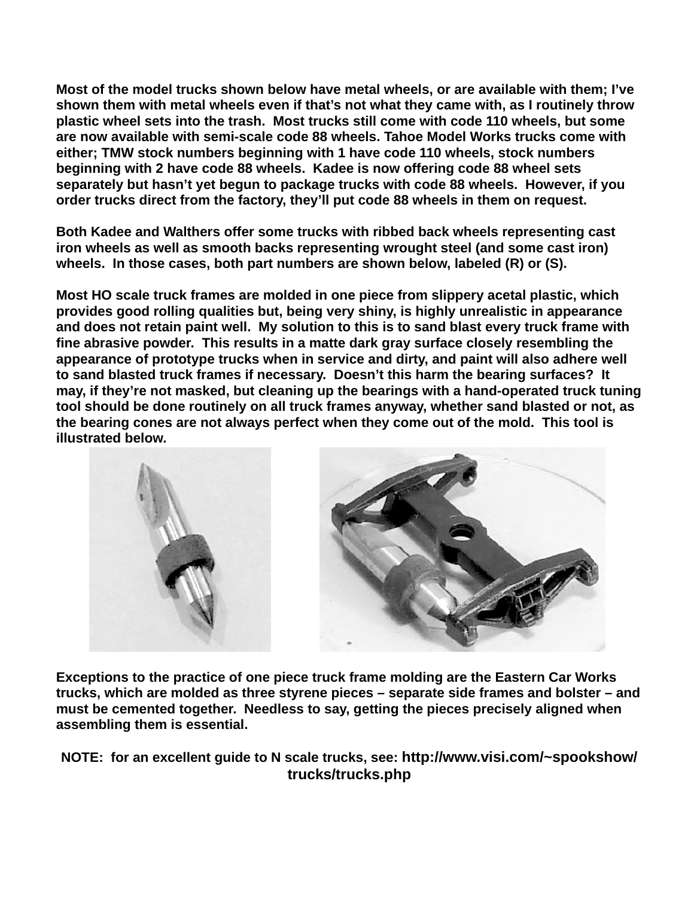**Most of the model trucks shown below have metal wheels, or are available with them; I've shown them with metal wheels even if that's not what they came with, as I routinely throw plastic wheel sets into the trash. Most trucks still come with code 110 wheels, but some are now available with semi-scale code 88 wheels. Tahoe Model Works trucks come with either; TMW stock numbers beginning with 1 have code 110 wheels, stock numbers beginning with 2 have code 88 wheels. Kadee is now offering code 88 wheel sets separately but hasn't yet begun to package trucks with code 88 wheels. However, if you order trucks direct from the factory, they'll put code 88 wheels in them on request.**

**Both Kadee and Walthers offer some trucks with ribbed back wheels representing cast iron wheels as well as smooth backs representing wrought steel (and some cast iron) wheels. In those cases, both part numbers are shown below, labeled (R) or (S).**

**Most HO scale truck frames are molded in one piece from slippery acetal plastic, which provides good rolling qualities but, being very shiny, is highly unrealistic in appearance and does not retain paint well. My solution to this is to sand blast every truck frame with fine abrasive powder. This results in a matte dark gray surface closely resembling the appearance of prototype trucks when in service and dirty, and paint will also adhere well to sand blasted truck frames if necessary. Doesn't this harm the bearing surfaces? It may, if they're not masked, but cleaning up the bearings with a hand-operated truck tuning tool should be done routinely on all truck frames anyway, whether sand blasted or not, as the bearing cones are not always perfect when they come out of the mold. This tool is illustrated below.**

**Exceptions to the practice of one piece truck frame molding are the Eastern Car Works trucks, which are molded as three styrene pieces – separate side frames and bolster – and must be cemented together. Needless to say, getting the pieces precisely aligned when assembling them is essential.**

**NOTE: for an excellent guide to N scale trucks, see: http://www.visi.com/~spookshow/trucks/trucks.php**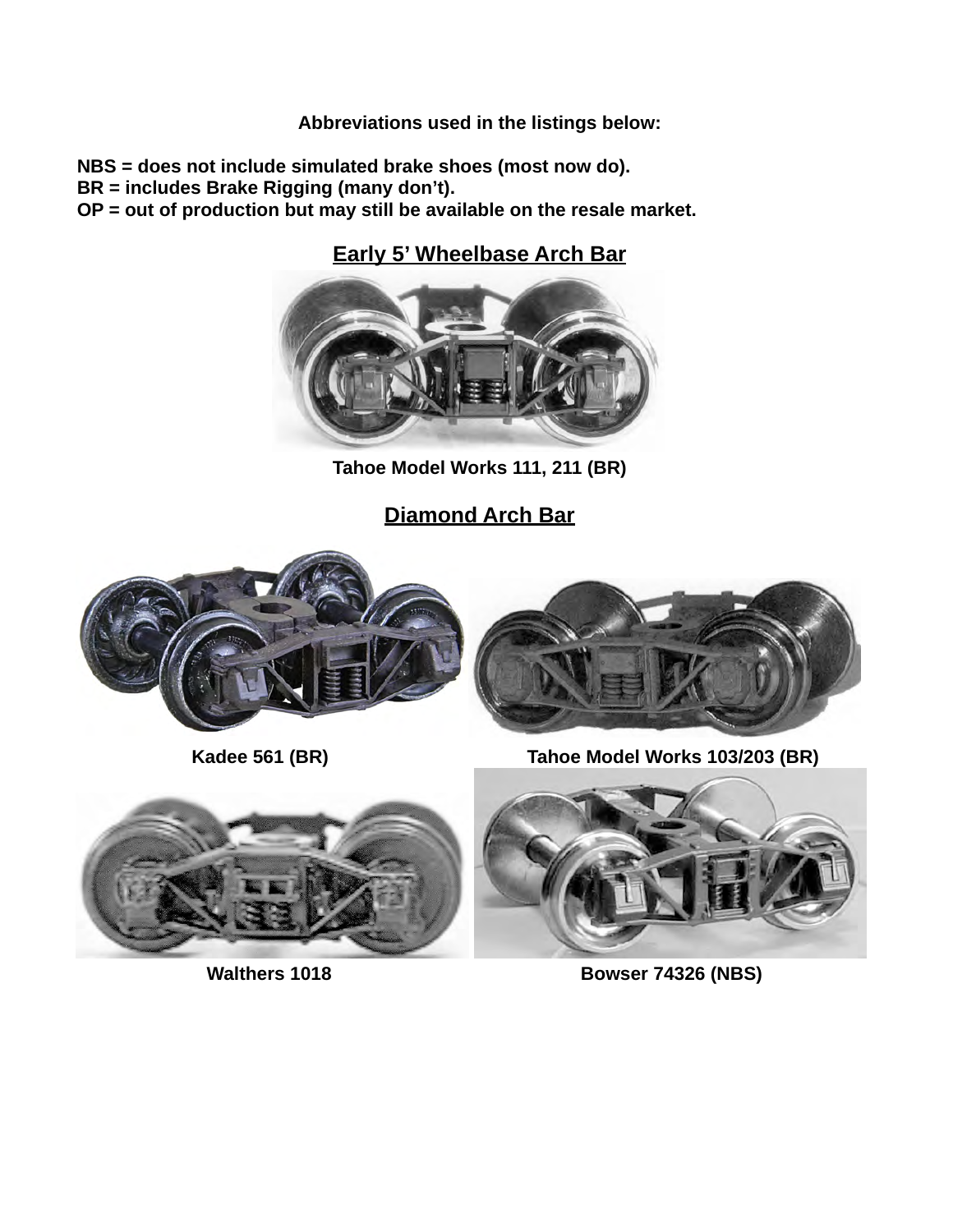**Abbreviations used in the listings below:**

**NBS = does not include simulated brake shoes (most now do).**
**BR = includes Brake Rigging (many don't).**
**OP = out of production but may still be available on the resale market.**

## Early 5' Wheelbase Arch Bar

**Tahoe Model Works 111, 211 (BR)**

## Diamond Arch Bar

**Kadee 561 (BR)**

**Tahoe Model Works 103/203 (BR)**

**Walthers 1018**

**Bowser 74326 (NBS)**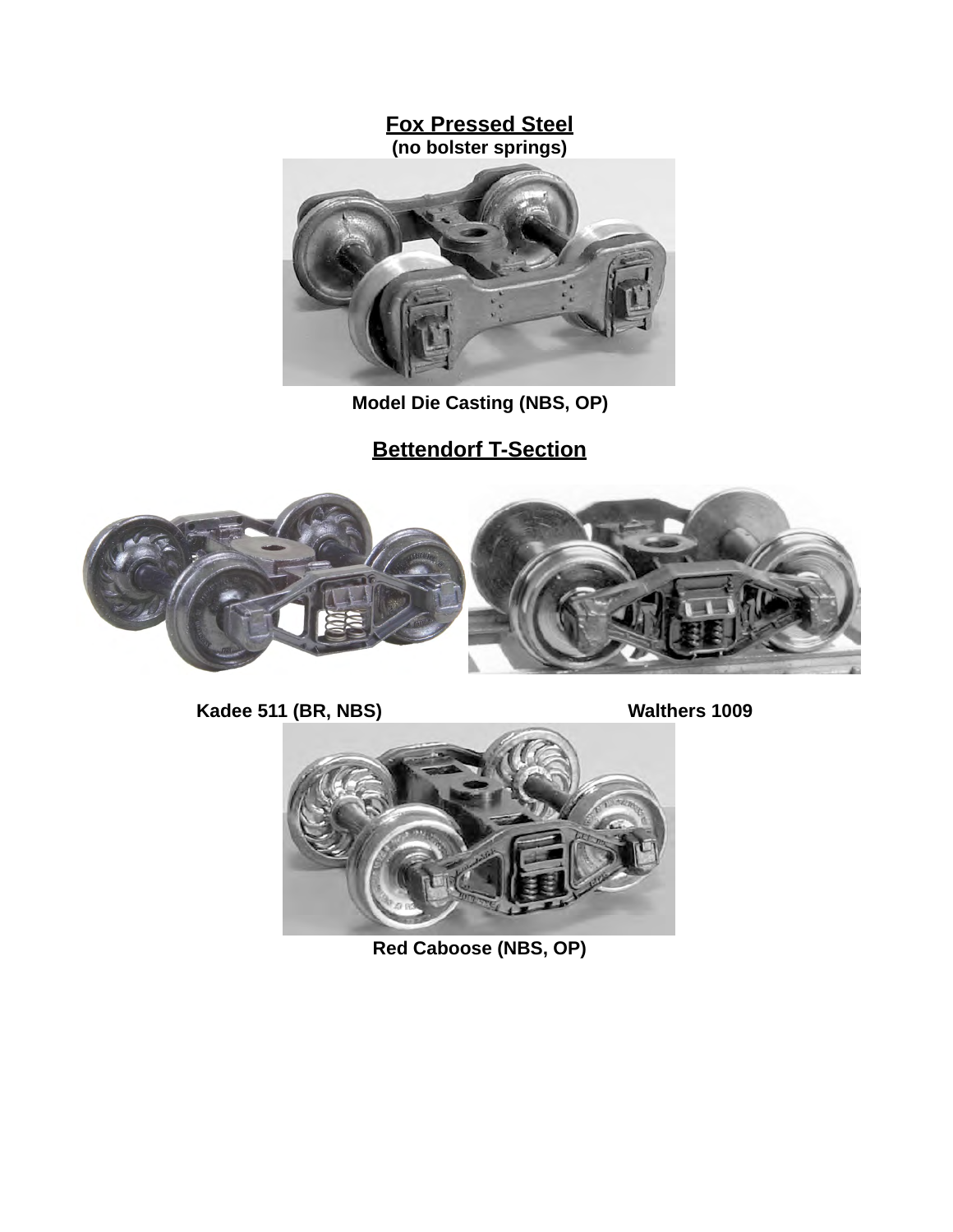## Fox Pressed Steel

**(no bolster springs)**

**Model Die Casting (NBS, OP)**

## Bettendorf T-Section

**Kadee 511 (BR, NBS)**

**Walthers 1009**

**Red Caboose (NBS, OP)**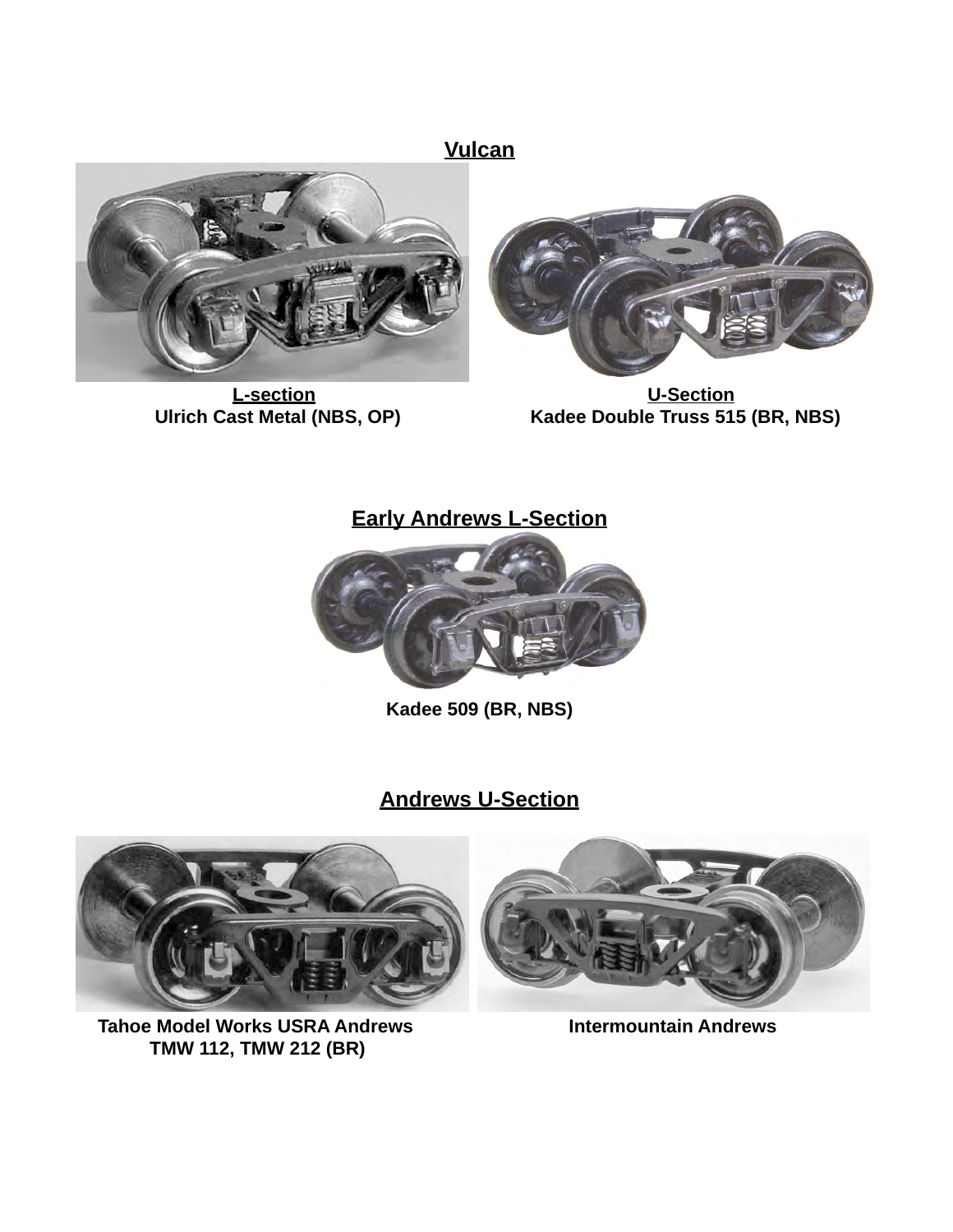## Vulcan

**L-section**
**Ulrich Cast Metal (NBS, OP)**

**U-Section**
**Kadee Double Truss 515 (BR, NBS)**

## Early Andrews L-Section

**Kadee 509 (BR, NBS)**

## Andrews U-Section

**Tahoe Model Works USRA Andrews**
**TMW 112, TMW 212 (BR)**

**Intermountain Andrews**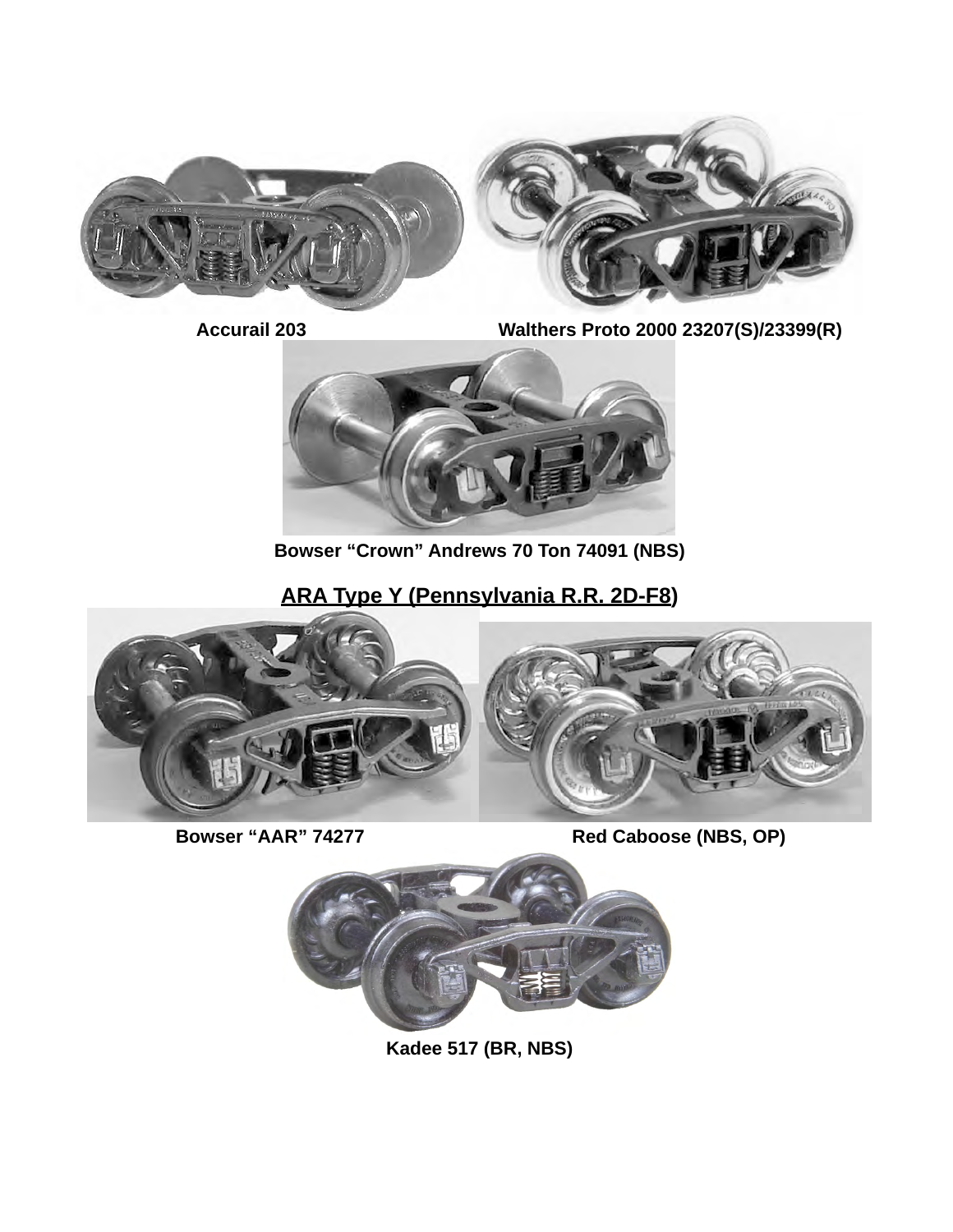Accurail 203

Walthers Proto 2000 23207(S)/23399(R)

Bowser “Crown” Andrews 70 Ton 74091 (NBS)

## ARA Type Y (Pennsylvania R.R. 2D-F8)

Bowser “AAR” 74277

Red Caboose (NBS, OP)

Kadee 517 (BR, NBS)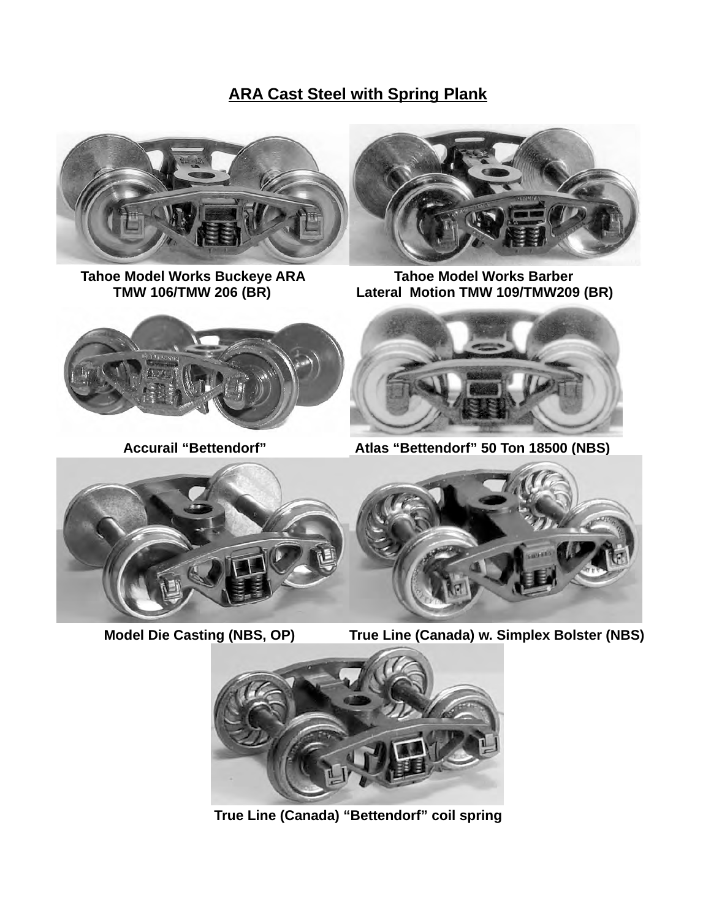## ARA Cast Steel with Spring Plank

Tahoe Model Works Buckeye ARA TMW 106/TMW 206 (BR)

Tahoe Model Works Barber Lateral Motion TMW 109/TMW209 (BR)

Accurail "Bettendorf"

Atlas "Bettendorf" 50 Ton 18500 (NBS)

Model Die Casting (NBS, OP)

True Line (Canada) w. Simplex Bolster (NBS)

True Line (Canada) "Bettendorf" coil spring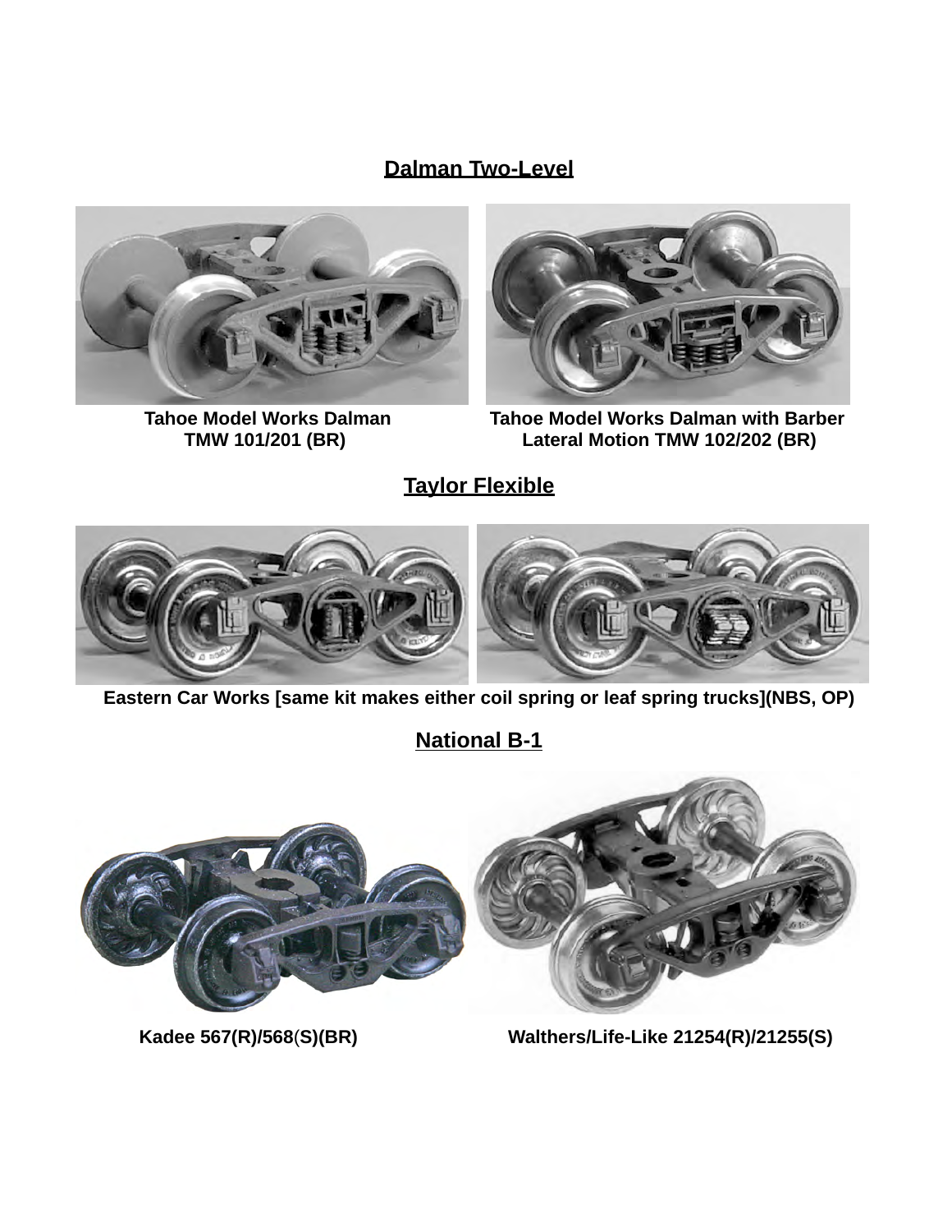**Dalman Two-Level**

**Tahoe Model Works Dalman TMW 101/201 (BR)**

**Tahoe Model Works Dalman with Barber Lateral Motion TMW 102/202 (BR)**

**Taylor Flexible**

**Eastern Car Works [same kit makes either coil spring or leaf spring trucks](NBS, OP)**

**National B-1**

**Kadee 567(R)/568(S)(BR)**

**Walthers/Life-Like 21254(R)/21255(S)**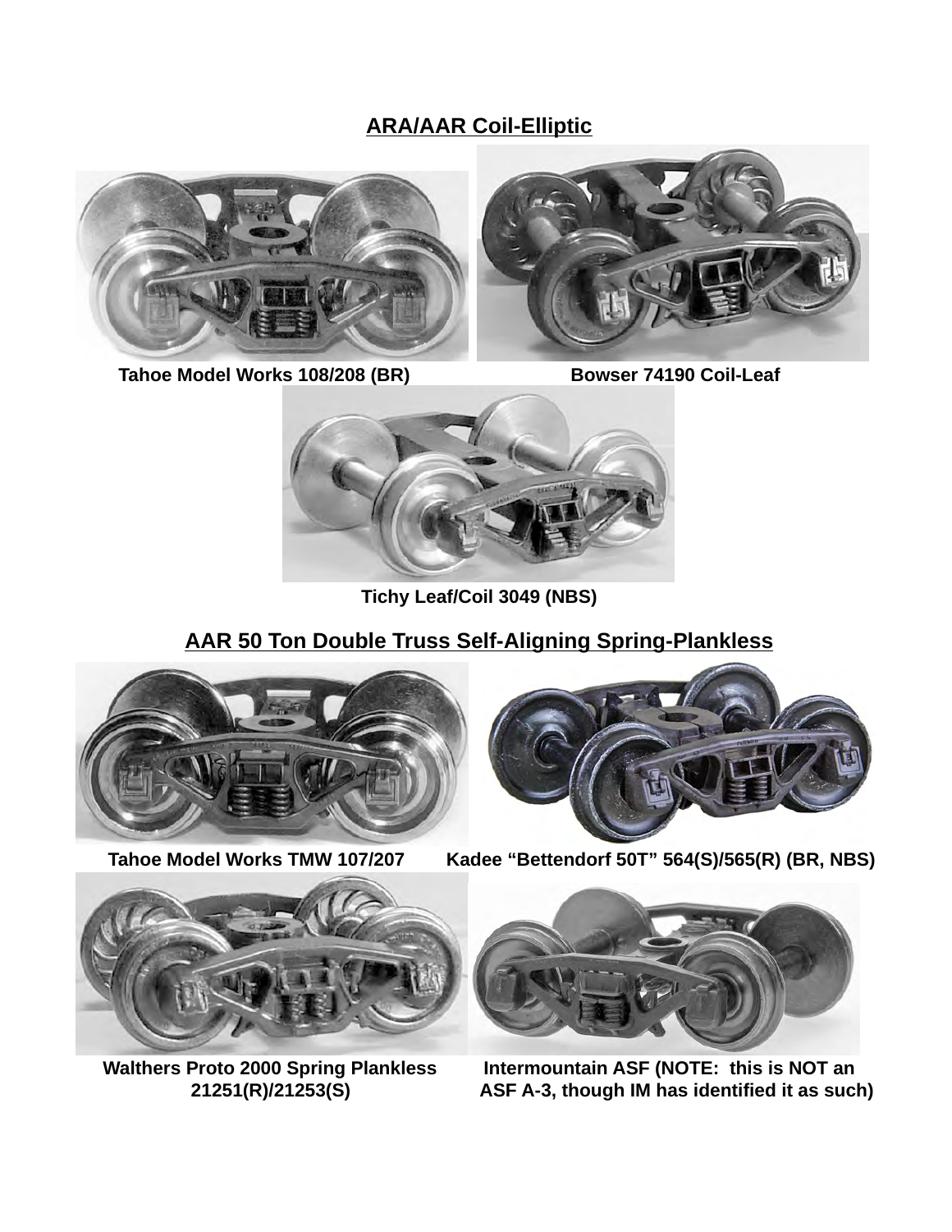## ARA/AAR Coil-Elliptic

Tahoe Model Works 108/208 (BR)

Bowser 74190 Coil-Leaf

Tichy Leaf/Coil 3049 (NBS)

## AAR 50 Ton Double Truss Self-Aligning Spring-Plankless

Tahoe Model Works TMW 107/207

Kadee "Bettendorf 50T" 564(S)/565(R) (BR, NBS)

Walthers Proto 2000 Spring Plankless 21251(R)/21253(S)

Intermountain ASF (NOTE: this is NOT an ASF A-3, though IM has identified it as such)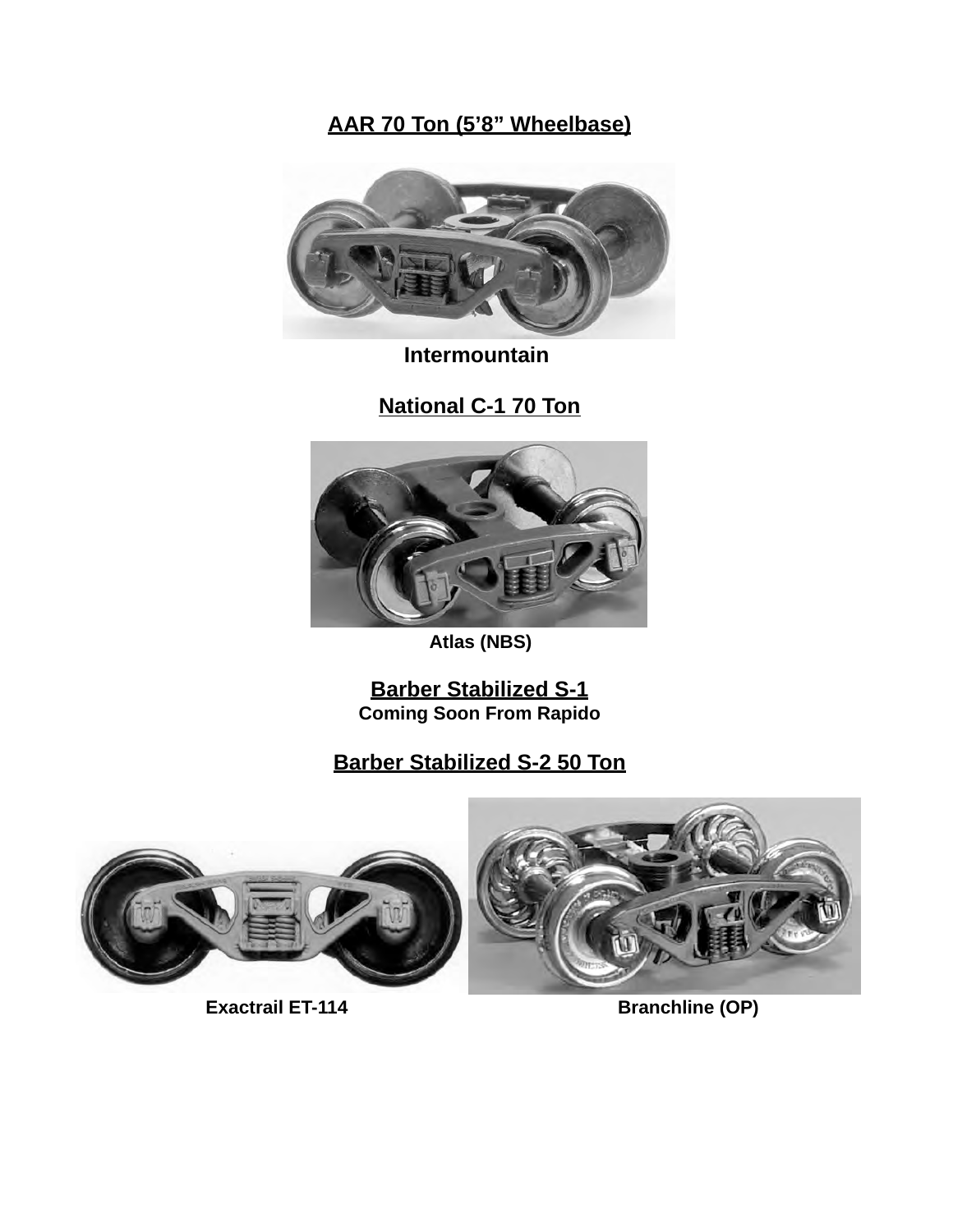## AAR 70 Ton (5'8" Wheelbase)

**Intermountain**

## National C-1 70 Ton

**Atlas (NBS)**

## Barber Stabilized S-1

**Coming Soon From Rapido**

## Barber Stabilized S-2 50 Ton

**Exactrail ET-114**

**Branchline (OP)**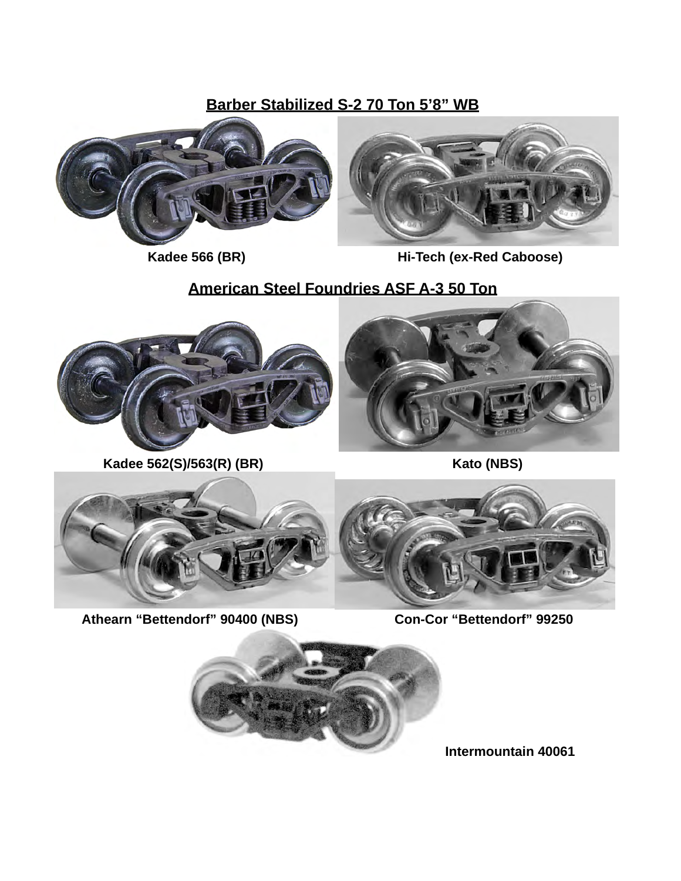**Barber Stabilized S-2 70 Ton 5’8” WB**

Kadee 566 (BR) Hi-Tech (ex-Red Caboose)

**American Steel Foundries ASF A-3 50 Ton**

Kadee 562(S)/563(R) (BR) Kato (NBS)

Athearn “Bettendorf” 90400 (NBS) Con-Cor “Bettendorf” 99250

Intermountain 40061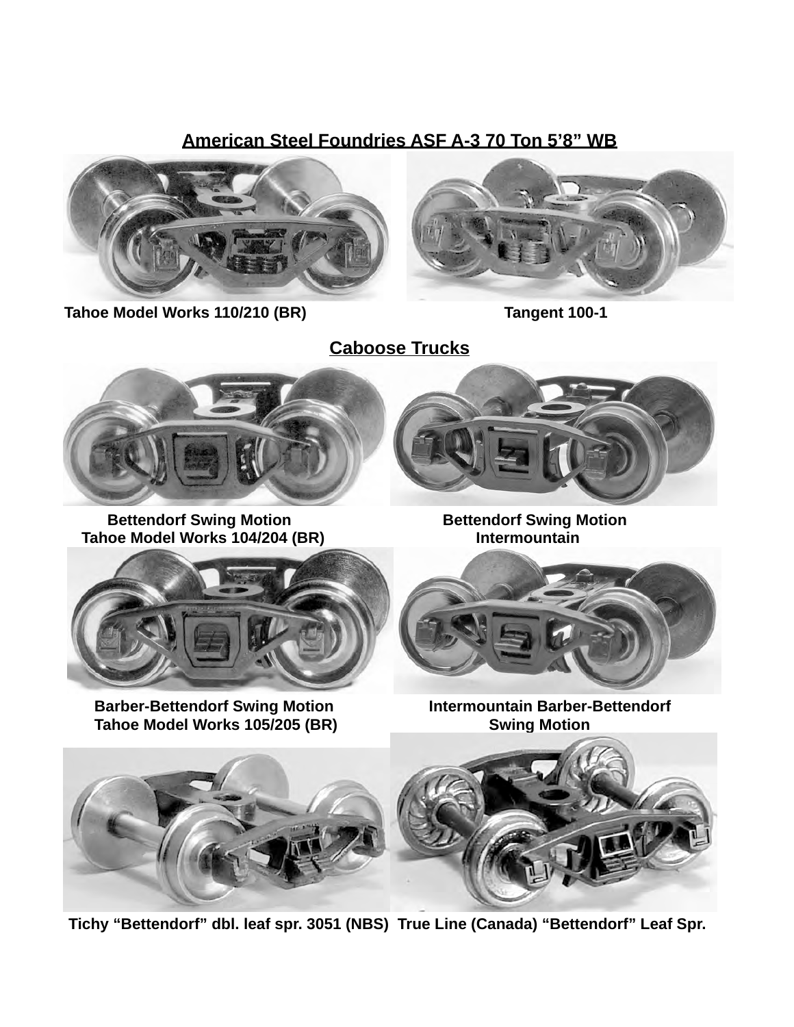## American Steel Foundries ASF A-3 70 Ton 5'8" WB

Tahoe Model Works 110/210 (BR)

Tangent 100-1

## Caboose Trucks

Bettendorf Swing Motion
Tahoe Model Works 104/204 (BR)

Bettendorf Swing Motion
Intermountain

Barber-Bettendorf Swing Motion
Tahoe Model Works 105/205 (BR)

Intermountain Barber-Bettendorf
Swing Motion

Tichy "Bettendorf" dbl. leaf spr. 3051 (NBS)

True Line (Canada) "Bettendorf" Leaf Spr.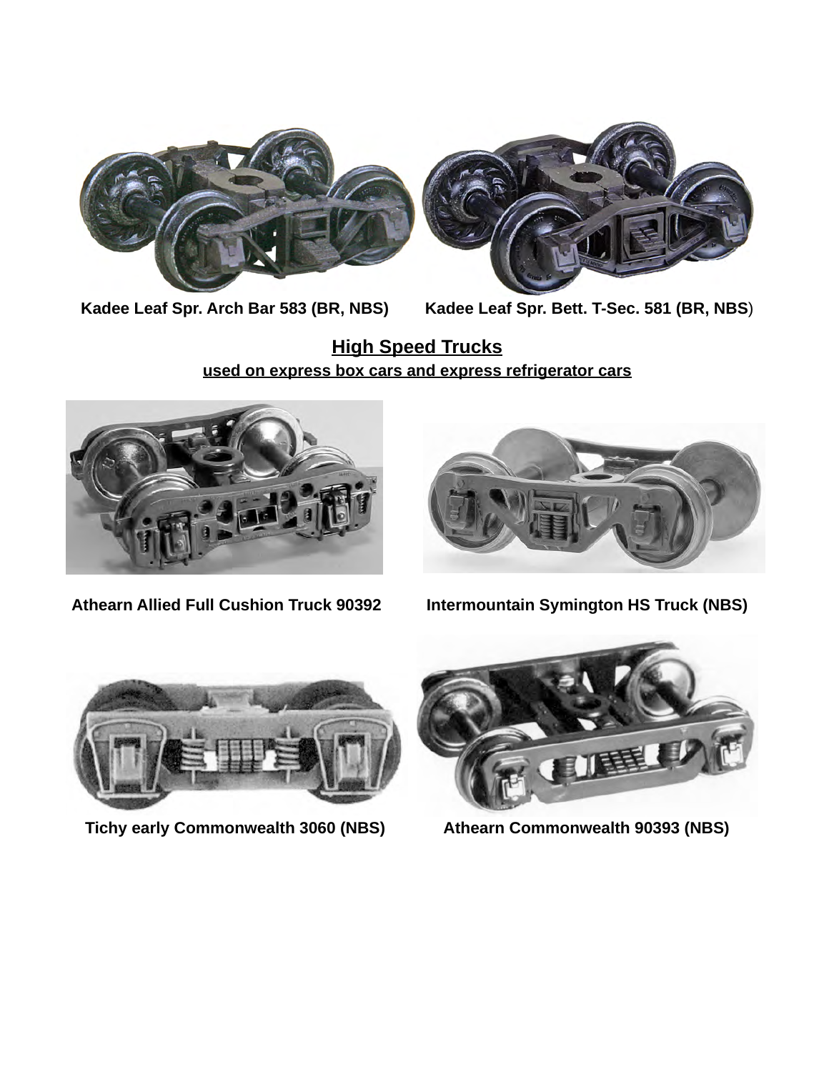**Kadee Leaf Spr. Arch Bar 583 (BR, NBS)**

**Kadee Leaf Spr. Bett. T-Sec. 581 (BR, NBS)**

## High Speed Trucks

**used on express box cars and express refrigerator cars**

**Athearn Allied Full Cushion Truck 90392**

**Intermountain Symington HS Truck (NBS)**

**Tichy early Commonwealth 3060 (NBS)**

**Athearn Commonwealth 90393 (NBS)**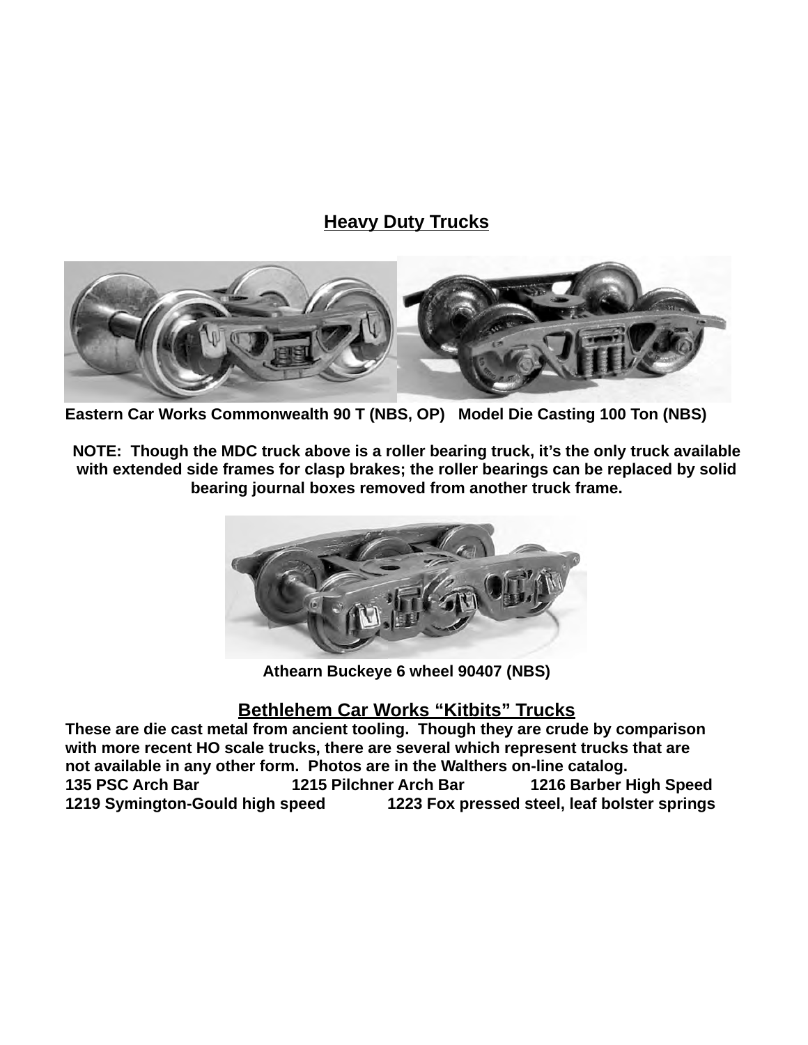## Heavy Duty Trucks

**Eastern Car Works Commonwealth 90 T (NBS, OP)   Model Die Casting 100 Ton (NBS)**

**NOTE: Though the MDC truck above is a roller bearing truck, it's the only truck available with extended side frames for clasp brakes; the roller bearings can be replaced by solid bearing journal boxes removed from another truck frame.**

**Athearn Buckeye 6 wheel 90407 (NBS)**

## Bethlehem Car Works "Kitbits" Trucks

**These are die cast metal from ancient tooling. Though they are crude by comparison with more recent HO scale trucks, there are several which represent trucks that are not available in any other form. Photos are in the Walthers on-line catalog.**

**135 PSC Arch Bar   1215 Pilchner Arch Bar   1216 Barber High Speed**
**1219 Symington-Gould high speed   1223 Fox pressed steel, leaf bolster springs**